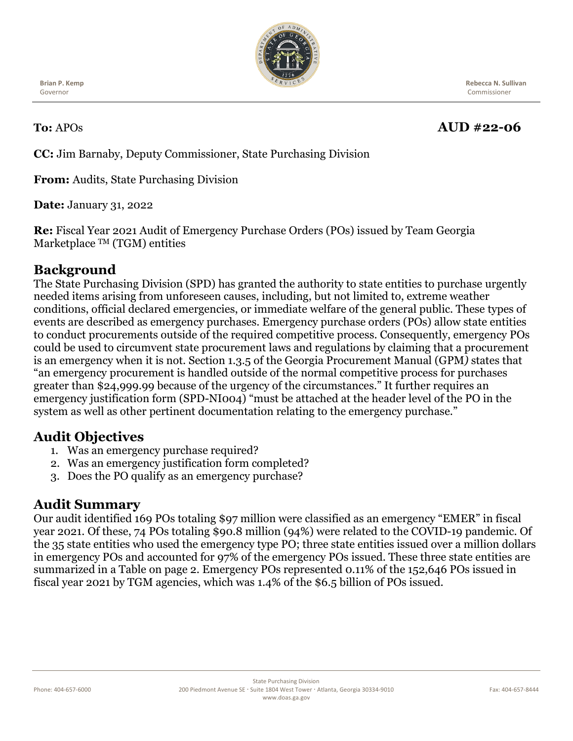**Brian P. Kemp**
Governor

**Rebecca N. Sullivan**
Commissioner

**To:** APOs **AUD #22-06**

**CC:** Jim Barnaby, Deputy Commissioner, State Purchasing Division

**From:** Audits, State Purchasing Division

**Date:** January 31, 2022

**Re:** Fiscal Year 2021 Audit of Emergency Purchase Orders (POs) issued by Team Georgia Marketplace ™ (TGM) entities

## Background

The State Purchasing Division (SPD) has granted the authority to state entities to purchase urgently needed items arising from unforeseen causes, including, but not limited to, extreme weather conditions, official declared emergencies, or immediate welfare of the general public. These types of events are described as emergency purchases. Emergency purchase orders (POs) allow state entities to conduct procurements outside of the required competitive process. Consequently, emergency POs could be used to circumvent state procurement laws and regulations by claiming that a procurement is an emergency when it is not. Section 1.3.5 of the Georgia Procurement Manual (GPM) states that "an emergency procurement is handled outside of the normal competitive process for purchases greater than $24,999.99 because of the urgency of the circumstances." It further requires an emergency justification form (SPD-NI004) "must be attached at the header level of the PO in the system as well as other pertinent documentation relating to the emergency purchase."

## Audit Objectives

1. Was an emergency purchase required?
2. Was an emergency justification form completed?
3. Does the PO qualify as an emergency purchase?

## Audit Summary

Our audit identified 169 POs totaling $97 million were classified as an emergency "EMER" in fiscal year 2021. Of these, 74 POs totaling $90.8 million (94%) were related to the COVID-19 pandemic. Of the 35 state entities who used the emergency type PO; three state entities issued over a million dollars in emergency POs and accounted for 97% of the emergency POs issued. These three state entities are summarized in a Table on page 2. Emergency POs represented 0.11% of the 152,646 POs issued in fiscal year 2021 by TGM agencies, which was 1.4% of the $6.5 billion of POs issued.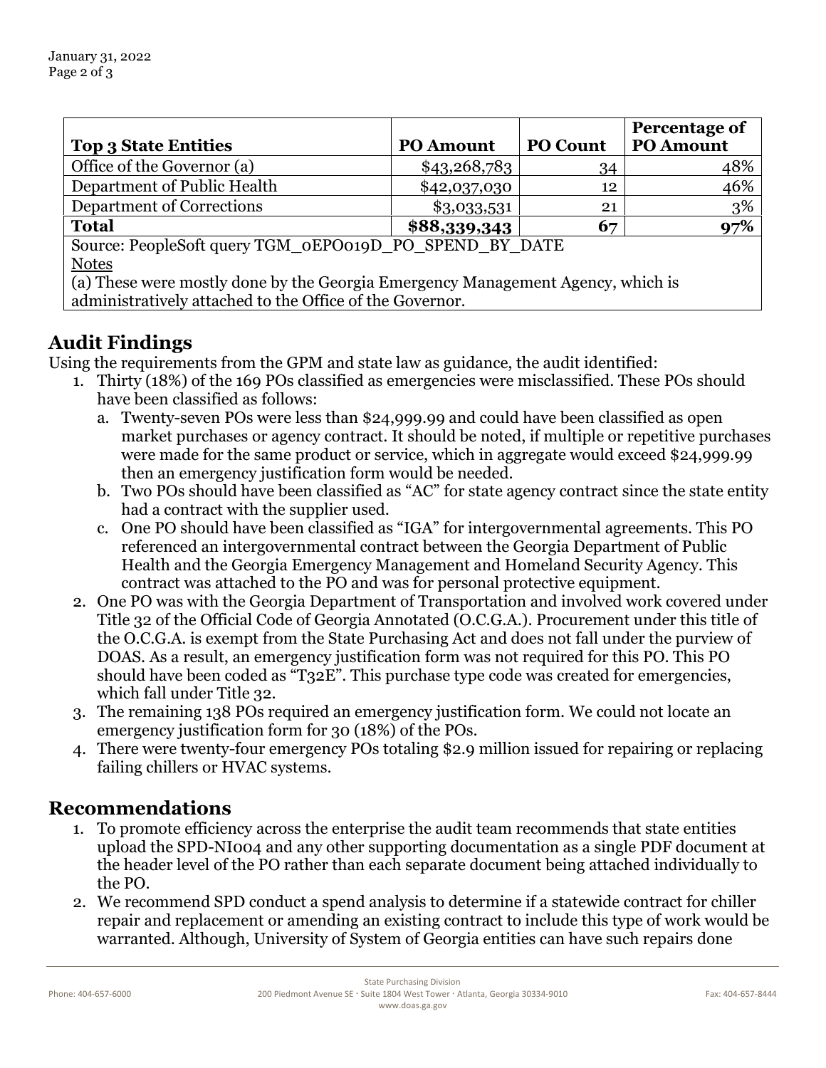| Top 3 State Entities | PO Amount | PO Count | Percentage of PO Amount |
|---|---|---|---|
| Office of the Governor (a) | $43,268,783 | 34 | 48% |
| Department of Public Health | $42,037,030 | 12 | 46% |
| Department of Corrections | $3,033,531 | 21 | 3% |
| **Total** | **$88,339,343** | **67** | **97%** |

Source: PeopleSoft query TGM_0EPO019D_PO_SPEND_BY_DATE

Notes

(a) These were mostly done by the Georgia Emergency Management Agency, which is administratively attached to the Office of the Governor.

## Audit Findings

Using the requirements from the GPM and state law as guidance, the audit identified:

1. Thirty (18%) of the 169 POs classified as emergencies were misclassified. These POs should have been classified as follows:
   a. Twenty-seven POs were less than $24,999.99 and could have been classified as open market purchases or agency contract. It should be noted, if multiple or repetitive purchases were made for the same product or service, which in aggregate would exceed $24,999.99 then an emergency justification form would be needed.
   b. Two POs should have been classified as "AC" for state agency contract since the state entity had a contract with the supplier used.
   c. One PO should have been classified as "IGA" for intergovernmental agreements. This PO referenced an intergovernmental contract between the Georgia Department of Public Health and the Georgia Emergency Management and Homeland Security Agency. This contract was attached to the PO and was for personal protective equipment.
2. One PO was with the Georgia Department of Transportation and involved work covered under Title 32 of the Official Code of Georgia Annotated (O.C.G.A.). Procurement under this title of the O.C.G.A. is exempt from the State Purchasing Act and does not fall under the purview of DOAS. As a result, an emergency justification form was not required for this PO. This PO should have been coded as "T32E". This purchase type code was created for emergencies, which fall under Title 32.
3. The remaining 138 POs required an emergency justification form. We could not locate an emergency justification form for 30 (18%) of the POs.
4. There were twenty-four emergency POs totaling $2.9 million issued for repairing or replacing failing chillers or HVAC systems.

## Recommendations

1. To promote efficiency across the enterprise the audit team recommends that state entities upload the SPD-NI004 and any other supporting documentation as a single PDF document at the header level of the PO rather than each separate document being attached individually to the PO.
2. We recommend SPD conduct a spend analysis to determine if a statewide contract for chiller repair and replacement or amending an existing contract to include this type of work would be warranted. Although, University of System of Georgia entities can have such repairs done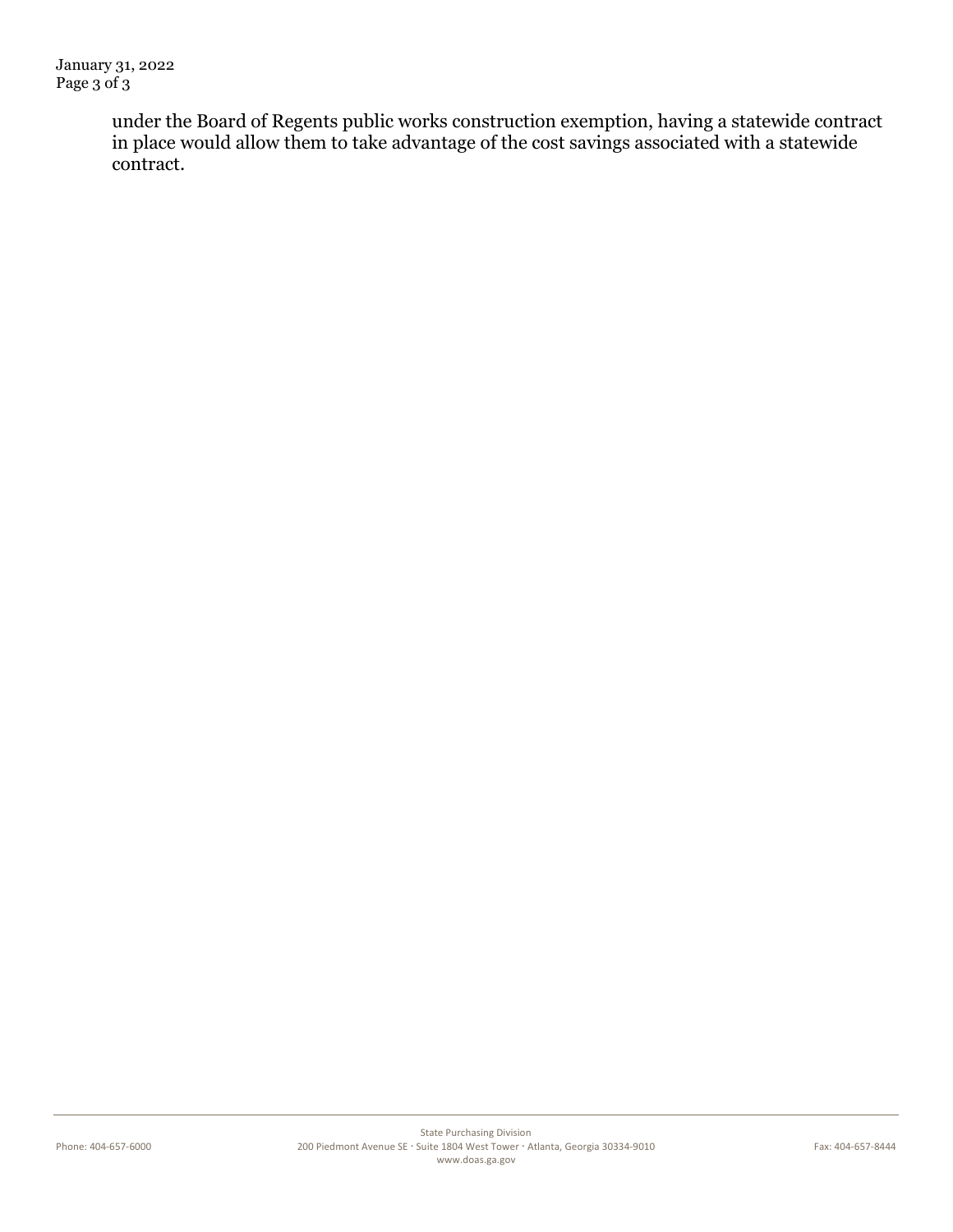under the Board of Regents public works construction exemption, having a statewide contract in place would allow them to take advantage of the cost savings associated with a statewide contract.